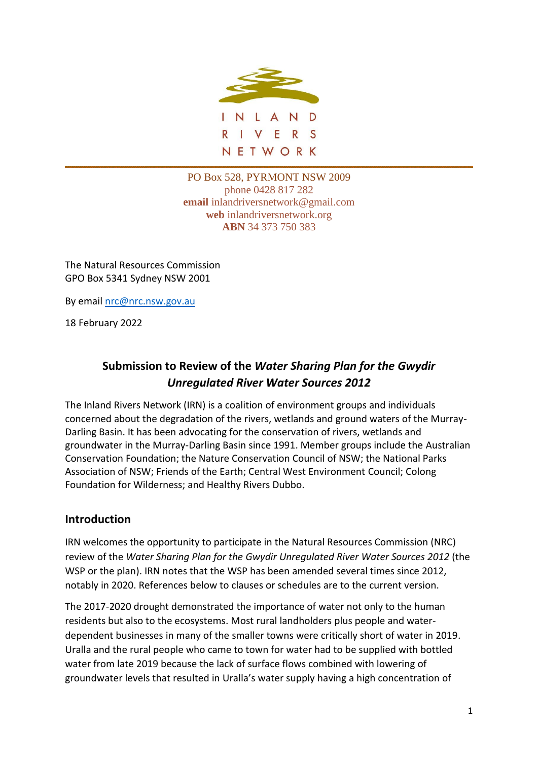INLAND RIVERS NETWORK

PO Box 528, PYRMONT NSW 2009
phone 0428 817 282
**email** inlandriversnetwork@gmail.com
**web** inlandriversnetwork.org
**ABN** 34 373 750 383

The Natural Resources Commission
GPO Box 5341 Sydney NSW 2001

By email nrc@nrc.nsw.gov.au

18 February 2022

# Submission to Review of the *Water Sharing Plan for the Gwydir Unregulated River Water Sources 2012*

The Inland Rivers Network (IRN) is a coalition of environment groups and individuals concerned about the degradation of the rivers, wetlands and ground waters of the Murray-Darling Basin. It has been advocating for the conservation of rivers, wetlands and groundwater in the Murray-Darling Basin since 1991. Member groups include the Australian Conservation Foundation; the Nature Conservation Council of NSW; the National Parks Association of NSW; Friends of the Earth; Central West Environment Council; Colong Foundation for Wilderness; and Healthy Rivers Dubbo.

## Introduction

IRN welcomes the opportunity to participate in the Natural Resources Commission (NRC) review of the *Water Sharing Plan for the Gwydir Unregulated River Water Sources 2012* (the WSP or the plan). IRN notes that the WSP has been amended several times since 2012, notably in 2020. References below to clauses or schedules are to the current version.

The 2017-2020 drought demonstrated the importance of water not only to the human residents but also to the ecosystems. Most rural landholders plus people and water-dependent businesses in many of the smaller towns were critically short of water in 2019. Uralla and the rural people who came to town for water had to be supplied with bottled water from late 2019 because the lack of surface flows combined with lowering of groundwater levels that resulted in Uralla's water supply having a high concentration of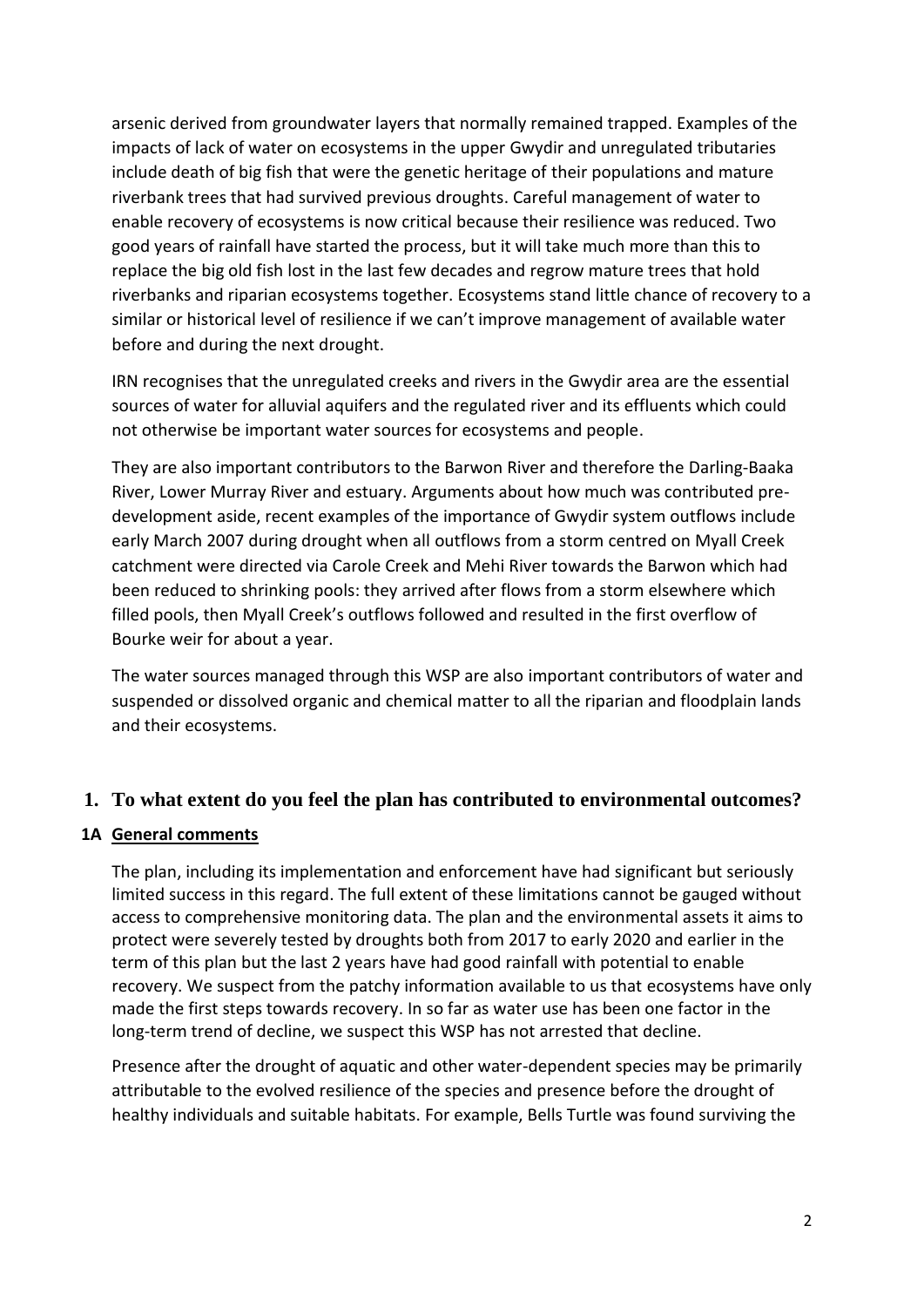arsenic derived from groundwater layers that normally remained trapped. Examples of the impacts of lack of water on ecosystems in the upper Gwydir and unregulated tributaries include death of big fish that were the genetic heritage of their populations and mature riverbank trees that had survived previous droughts. Careful management of water to enable recovery of ecosystems is now critical because their resilience was reduced. Two good years of rainfall have started the process, but it will take much more than this to replace the big old fish lost in the last few decades and regrow mature trees that hold riverbanks and riparian ecosystems together. Ecosystems stand little chance of recovery to a similar or historical level of resilience if we can't improve management of available water before and during the next drought.

IRN recognises that the unregulated creeks and rivers in the Gwydir area are the essential sources of water for alluvial aquifers and the regulated river and its effluents which could not otherwise be important water sources for ecosystems and people.

They are also important contributors to the Barwon River and therefore the Darling-Baaka River, Lower Murray River and estuary. Arguments about how much was contributed pre-development aside, recent examples of the importance of Gwydir system outflows include early March 2007 during drought when all outflows from a storm centred on Myall Creek catchment were directed via Carole Creek and Mehi River towards the Barwon which had been reduced to shrinking pools: they arrived after flows from a storm elsewhere which filled pools, then Myall Creek's outflows followed and resulted in the first overflow of Bourke weir for about a year.

The water sources managed through this WSP are also important contributors of water and suspended or dissolved organic and chemical matter to all the riparian and floodplain lands and their ecosystems.

## 1. To what extent do you feel the plan has contributed to environmental outcomes?

### 1A General comments

The plan, including its implementation and enforcement have had significant but seriously limited success in this regard. The full extent of these limitations cannot be gauged without access to comprehensive monitoring data. The plan and the environmental assets it aims to protect were severely tested by droughts both from 2017 to early 2020 and earlier in the term of this plan but the last 2 years have had good rainfall with potential to enable recovery. We suspect from the patchy information available to us that ecosystems have only made the first steps towards recovery. In so far as water use has been one factor in the long-term trend of decline, we suspect this WSP has not arrested that decline.

Presence after the drought of aquatic and other water-dependent species may be primarily attributable to the evolved resilience of the species and presence before the drought of healthy individuals and suitable habitats. For example, Bells Turtle was found surviving the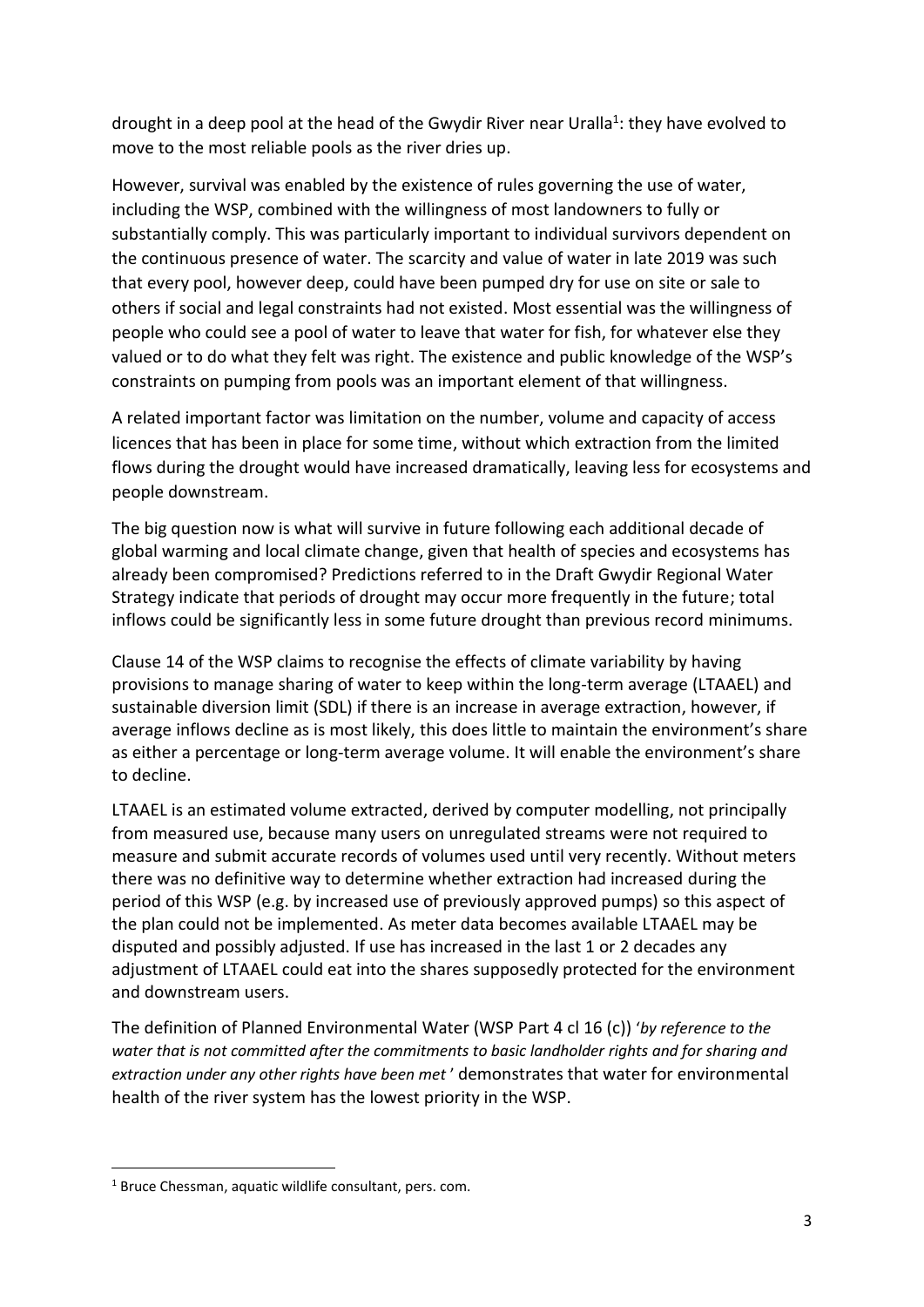drought in a deep pool at the head of the Gwydir River near Uralla[1]: they have evolved to move to the most reliable pools as the river dries up.

However, survival was enabled by the existence of rules governing the use of water, including the WSP, combined with the willingness of most landowners to fully or substantially comply. This was particularly important to individual survivors dependent on the continuous presence of water. The scarcity and value of water in late 2019 was such that every pool, however deep, could have been pumped dry for use on site or sale to others if social and legal constraints had not existed. Most essential was the willingness of people who could see a pool of water to leave that water for fish, for whatever else they valued or to do what they felt was right. The existence and public knowledge of the WSP's constraints on pumping from pools was an important element of that willingness.

A related important factor was limitation on the number, volume and capacity of access licences that has been in place for some time, without which extraction from the limited flows during the drought would have increased dramatically, leaving less for ecosystems and people downstream.

The big question now is what will survive in future following each additional decade of global warming and local climate change, given that health of species and ecosystems has already been compromised? Predictions referred to in the Draft Gwydir Regional Water Strategy indicate that periods of drought may occur more frequently in the future; total inflows could be significantly less in some future drought than previous record minimums.

Clause 14 of the WSP claims to recognise the effects of climate variability by having provisions to manage sharing of water to keep within the long-term average (LTAAEL) and sustainable diversion limit (SDL) if there is an increase in average extraction, however, if average inflows decline as is most likely, this does little to maintain the environment's share as either a percentage or long-term average volume. It will enable the environment's share to decline.

LTAAEL is an estimated volume extracted, derived by computer modelling, not principally from measured use, because many users on unregulated streams were not required to measure and submit accurate records of volumes used until very recently. Without meters there was no definitive way to determine whether extraction had increased during the period of this WSP (e.g. by increased use of previously approved pumps) so this aspect of the plan could not be implemented. As meter data becomes available LTAAEL may be disputed and possibly adjusted. If use has increased in the last 1 or 2 decades any adjustment of LTAAEL could eat into the shares supposedly protected for the environment and downstream users.

The definition of Planned Environmental Water (WSP Part 4 cl 16 (c)) '*by reference to the water that is not committed after the commitments to basic landholder rights and for sharing and extraction under any other rights have been met*' demonstrates that water for environmental health of the river system has the lowest priority in the WSP.

[1] Bruce Chessman, aquatic wildlife consultant, pers. com.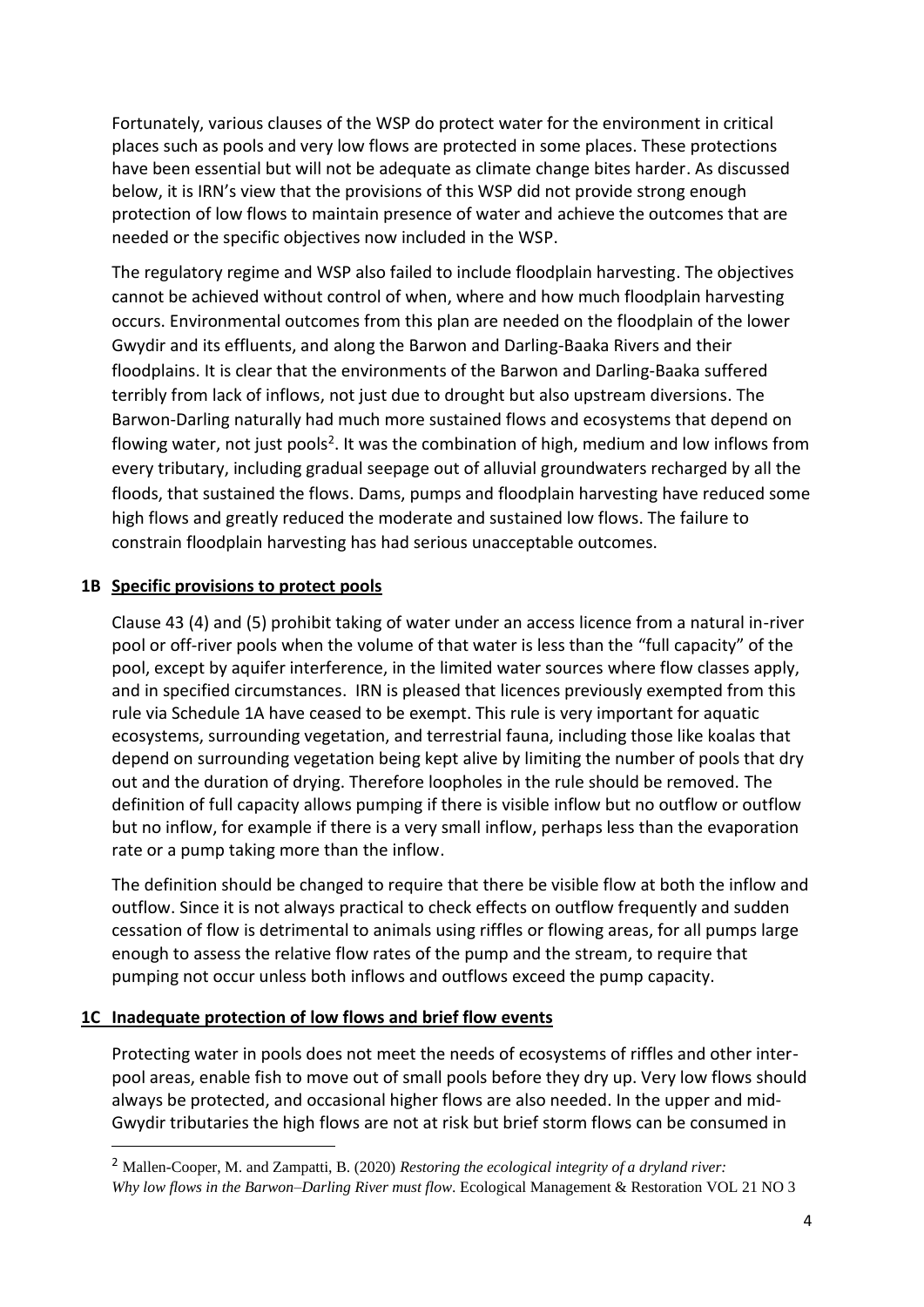Fortunately, various clauses of the WSP do protect water for the environment in critical places such as pools and very low flows are protected in some places. These protections have been essential but will not be adequate as climate change bites harder. As discussed below, it is IRN's view that the provisions of this WSP did not provide strong enough protection of low flows to maintain presence of water and achieve the outcomes that are needed or the specific objectives now included in the WSP.

The regulatory regime and WSP also failed to include floodplain harvesting. The objectives cannot be achieved without control of when, where and how much floodplain harvesting occurs. Environmental outcomes from this plan are needed on the floodplain of the lower Gwydir and its effluents, and along the Barwon and Darling-Baaka Rivers and their floodplains. It is clear that the environments of the Barwon and Darling-Baaka suffered terribly from lack of inflows, not just due to drought but also upstream diversions. The Barwon-Darling naturally had much more sustained flows and ecosystems that depend on flowing water, not just pools[2]. It was the combination of high, medium and low inflows from every tributary, including gradual seepage out of alluvial groundwaters recharged by all the floods, that sustained the flows. Dams, pumps and floodplain harvesting have reduced some high flows and greatly reduced the moderate and sustained low flows. The failure to constrain floodplain harvesting has had serious unacceptable outcomes.

### 1B Specific provisions to protect pools

Clause 43 (4) and (5) prohibit taking of water under an access licence from a natural in-river pool or off-river pools when the volume of that water is less than the "full capacity" of the pool, except by aquifer interference, in the limited water sources where flow classes apply, and in specified circumstances. IRN is pleased that licences previously exempted from this rule via Schedule 1A have ceased to be exempt. This rule is very important for aquatic ecosystems, surrounding vegetation, and terrestrial fauna, including those like koalas that depend on surrounding vegetation being kept alive by limiting the number of pools that dry out and the duration of drying. Therefore loopholes in the rule should be removed. The definition of full capacity allows pumping if there is visible inflow but no outflow or outflow but no inflow, for example if there is a very small inflow, perhaps less than the evaporation rate or a pump taking more than the inflow.

The definition should be changed to require that there be visible flow at both the inflow and outflow. Since it is not always practical to check effects on outflow frequently and sudden cessation of flow is detrimental to animals using riffles or flowing areas, for all pumps large enough to assess the relative flow rates of the pump and the stream, to require that pumping not occur unless both inflows and outflows exceed the pump capacity.

### 1C Inadequate protection of low flows and brief flow events

Protecting water in pools does not meet the needs of ecosystems of riffles and other inter-pool areas, enable fish to move out of small pools before they dry up. Very low flows should always be protected, and occasional higher flows are also needed. In the upper and mid-Gwydir tributaries the high flows are not at risk but brief storm flows can be consumed in

---

[2] Mallen-Cooper, M. and Zampatti, B. (2020) *Restoring the ecological integrity of a dryland river: Why low flows in the Barwon–Darling River must flow*. Ecological Management & Restoration VOL 21 NO 3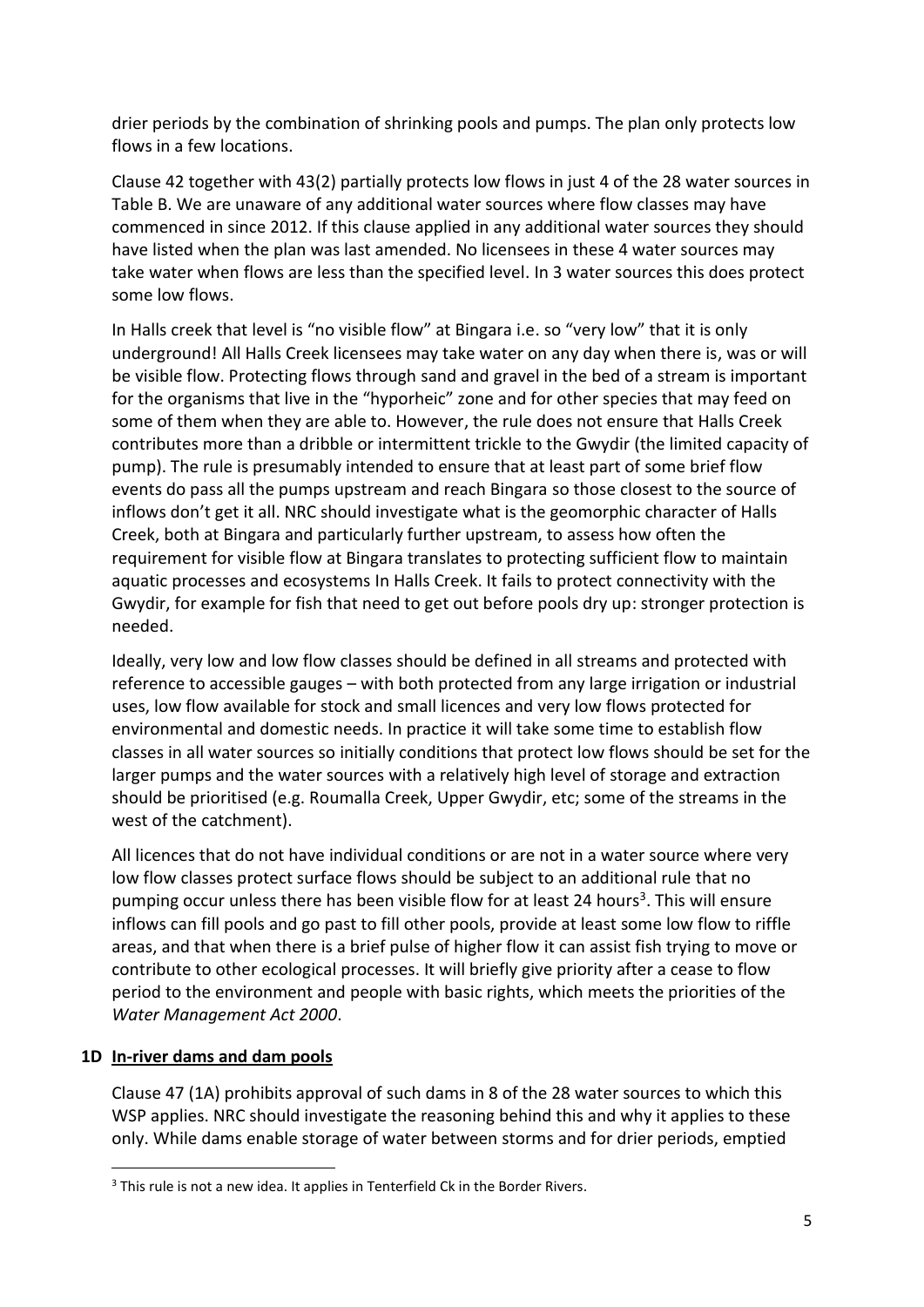drier periods by the combination of shrinking pools and pumps. The plan only protects low flows in a few locations.

Clause 42 together with 43(2) partially protects low flows in just 4 of the 28 water sources in Table B. We are unaware of any additional water sources where flow classes may have commenced in since 2012. If this clause applied in any additional water sources they should have listed when the plan was last amended. No licensees in these 4 water sources may take water when flows are less than the specified level. In 3 water sources this does protect some low flows.

In Halls creek that level is "no visible flow" at Bingara i.e. so "very low" that it is only underground! All Halls Creek licensees may take water on any day when there is, was or will be visible flow. Protecting flows through sand and gravel in the bed of a stream is important for the organisms that live in the "hyporheic" zone and for other species that may feed on some of them when they are able to. However, the rule does not ensure that Halls Creek contributes more than a dribble or intermittent trickle to the Gwydir (the limited capacity of pump). The rule is presumably intended to ensure that at least part of some brief flow events do pass all the pumps upstream and reach Bingara so those closest to the source of inflows don't get it all. NRC should investigate what is the geomorphic character of Halls Creek, both at Bingara and particularly further upstream, to assess how often the requirement for visible flow at Bingara translates to protecting sufficient flow to maintain aquatic processes and ecosystems In Halls Creek. It fails to protect connectivity with the Gwydir, for example for fish that need to get out before pools dry up: stronger protection is needed.

Ideally, very low and low flow classes should be defined in all streams and protected with reference to accessible gauges – with both protected from any large irrigation or industrial uses, low flow available for stock and small licences and very low flows protected for environmental and domestic needs. In practice it will take some time to establish flow classes in all water sources so initially conditions that protect low flows should be set for the larger pumps and the water sources with a relatively high level of storage and extraction should be prioritised (e.g. Roumalla Creek, Upper Gwydir, etc; some of the streams in the west of the catchment).

All licences that do not have individual conditions or are not in a water source where very low flow classes protect surface flows should be subject to an additional rule that no pumping occur unless there has been visible flow for at least 24 hours[3]. This will ensure inflows can fill pools and go past to fill other pools, provide at least some low flow to riffle areas, and that when there is a brief pulse of higher flow it can assist fish trying to move or contribute to other ecological processes. It will briefly give priority after a cease to flow period to the environment and people with basic rights, which meets the priorities of the *Water Management Act 2000*.

### 1D <u>In-river dams and dam pools</u>

Clause 47 (1A) prohibits approval of such dams in 8 of the 28 water sources to which this WSP applies. NRC should investigate the reasoning behind this and why it applies to these only. While dams enable storage of water between storms and for drier periods, emptied

[3] This rule is not a new idea. It applies in Tenterfield Ck in the Border Rivers.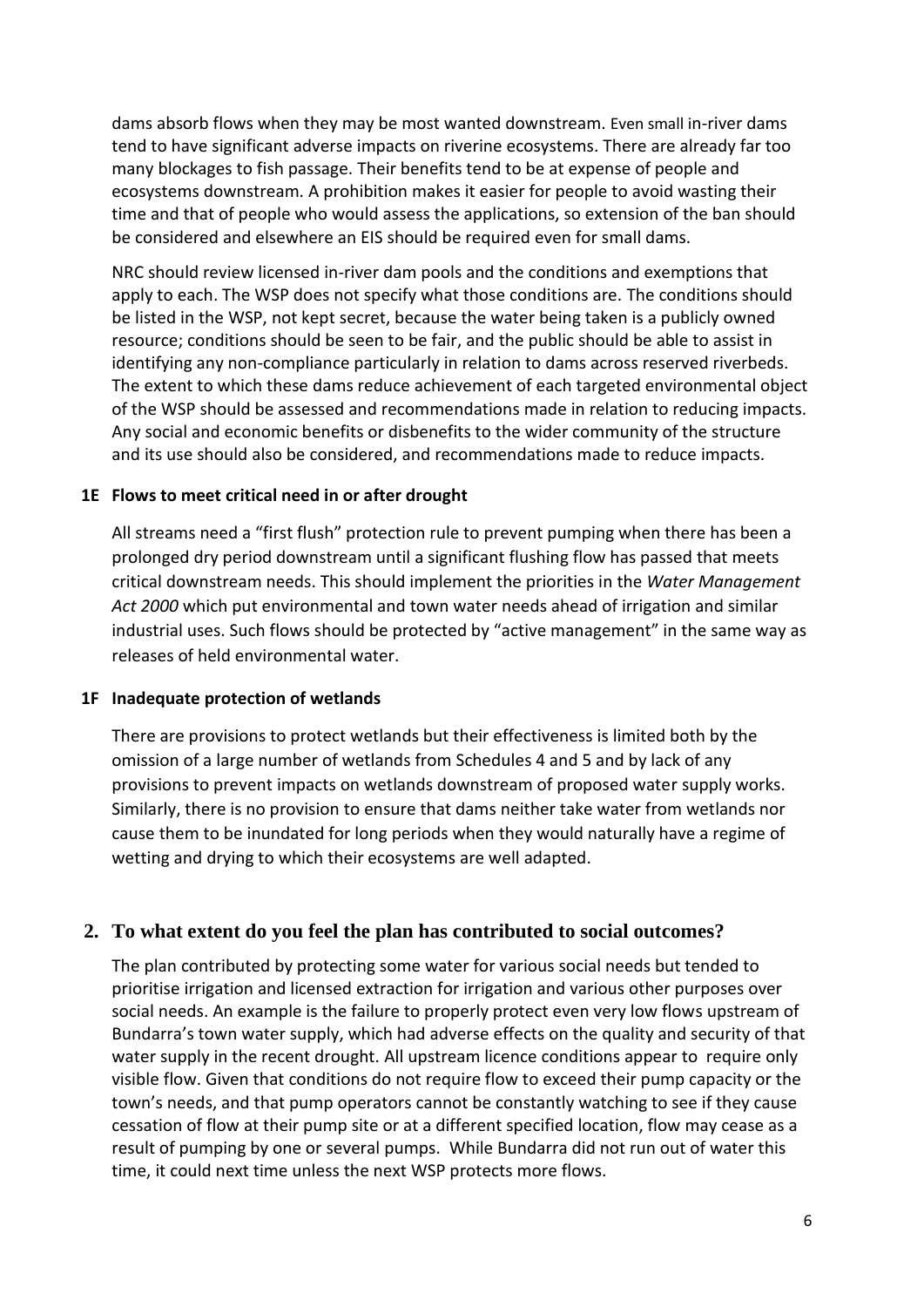dams absorb flows when they may be most wanted downstream. Even small in-river dams tend to have significant adverse impacts on riverine ecosystems. There are already far too many blockages to fish passage. Their benefits tend to be at expense of people and ecosystems downstream. A prohibition makes it easier for people to avoid wasting their time and that of people who would assess the applications, so extension of the ban should be considered and elsewhere an EIS should be required even for small dams.

NRC should review licensed in-river dam pools and the conditions and exemptions that apply to each. The WSP does not specify what those conditions are. The conditions should be listed in the WSP, not kept secret, because the water being taken is a publicly owned resource; conditions should be seen to be fair, and the public should be able to assist in identifying any non-compliance particularly in relation to dams across reserved riverbeds. The extent to which these dams reduce achievement of each targeted environmental object of the WSP should be assessed and recommendations made in relation to reducing impacts. Any social and economic benefits or disbenefits to the wider community of the structure and its use should also be considered, and recommendations made to reduce impacts.

### 1E Flows to meet critical need in or after drought

All streams need a "first flush" protection rule to prevent pumping when there has been a prolonged dry period downstream until a significant flushing flow has passed that meets critical downstream needs. This should implement the priorities in the *Water Management Act 2000* which put environmental and town water needs ahead of irrigation and similar industrial uses. Such flows should be protected by "active management" in the same way as releases of held environmental water.

### 1F Inadequate protection of wetlands

There are provisions to protect wetlands but their effectiveness is limited both by the omission of a large number of wetlands from Schedules 4 and 5 and by lack of any provisions to prevent impacts on wetlands downstream of proposed water supply works. Similarly, there is no provision to ensure that dams neither take water from wetlands nor cause them to be inundated for long periods when they would naturally have a regime of wetting and drying to which their ecosystems are well adapted.

## 2. To what extent do you feel the plan has contributed to social outcomes?

The plan contributed by protecting some water for various social needs but tended to prioritise irrigation and licensed extraction for irrigation and various other purposes over social needs. An example is the failure to properly protect even very low flows upstream of Bundarra's town water supply, which had adverse effects on the quality and security of that water supply in the recent drought. All upstream licence conditions appear to require only visible flow. Given that conditions do not require flow to exceed their pump capacity or the town's needs, and that pump operators cannot be constantly watching to see if they cause cessation of flow at their pump site or at a different specified location, flow may cease as a result of pumping by one or several pumps. While Bundarra did not run out of water this time, it could next time unless the next WSP protects more flows.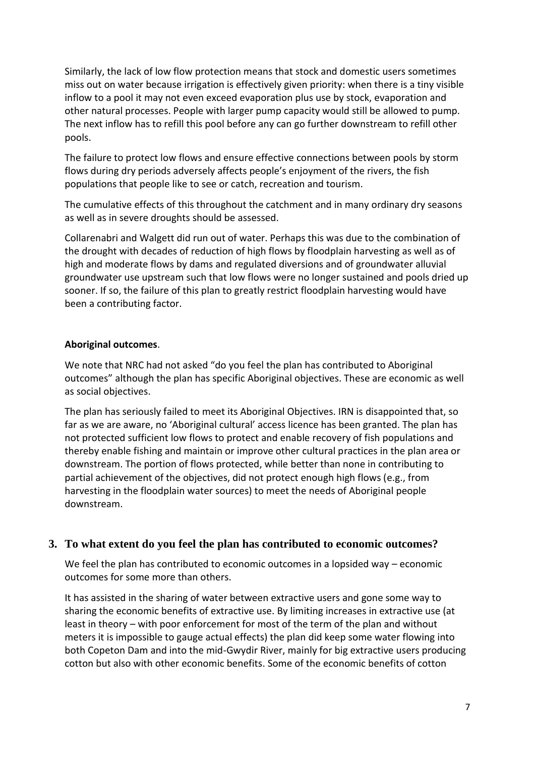Similarly, the lack of low flow protection means that stock and domestic users sometimes miss out on water because irrigation is effectively given priority: when there is a tiny visible inflow to a pool it may not even exceed evaporation plus use by stock, evaporation and other natural processes. People with larger pump capacity would still be allowed to pump. The next inflow has to refill this pool before any can go further downstream to refill other pools.

The failure to protect low flows and ensure effective connections between pools by storm flows during dry periods adversely affects people's enjoyment of the rivers, the fish populations that people like to see or catch, recreation and tourism.

The cumulative effects of this throughout the catchment and in many ordinary dry seasons as well as in severe droughts should be assessed.

Collarenabri and Walgett did run out of water. Perhaps this was due to the combination of the drought with decades of reduction of high flows by floodplain harvesting as well as of high and moderate flows by dams and regulated diversions and of groundwater alluvial groundwater use upstream such that low flows were no longer sustained and pools dried up sooner. If so, the failure of this plan to greatly restrict floodplain harvesting would have been a contributing factor.

**Aboriginal outcomes**.

We note that NRC had not asked "do you feel the plan has contributed to Aboriginal outcomes" although the plan has specific Aboriginal objectives. These are economic as well as social objectives.

The plan has seriously failed to meet its Aboriginal Objectives. IRN is disappointed that, so far as we are aware, no 'Aboriginal cultural' access licence has been granted. The plan has not protected sufficient low flows to protect and enable recovery of fish populations and thereby enable fishing and maintain or improve other cultural practices in the plan area or downstream. The portion of flows protected, while better than none in contributing to partial achievement of the objectives, did not protect enough high flows (e.g., from harvesting in the floodplain water sources) to meet the needs of Aboriginal people downstream.

## 3. To what extent do you feel the plan has contributed to economic outcomes?

We feel the plan has contributed to economic outcomes in a lopsided way – economic outcomes for some more than others.

It has assisted in the sharing of water between extractive users and gone some way to sharing the economic benefits of extractive use. By limiting increases in extractive use (at least in theory – with poor enforcement for most of the term of the plan and without meters it is impossible to gauge actual effects) the plan did keep some water flowing into both Copeton Dam and into the mid-Gwydir River, mainly for big extractive users producing cotton but also with other economic benefits. Some of the economic benefits of cotton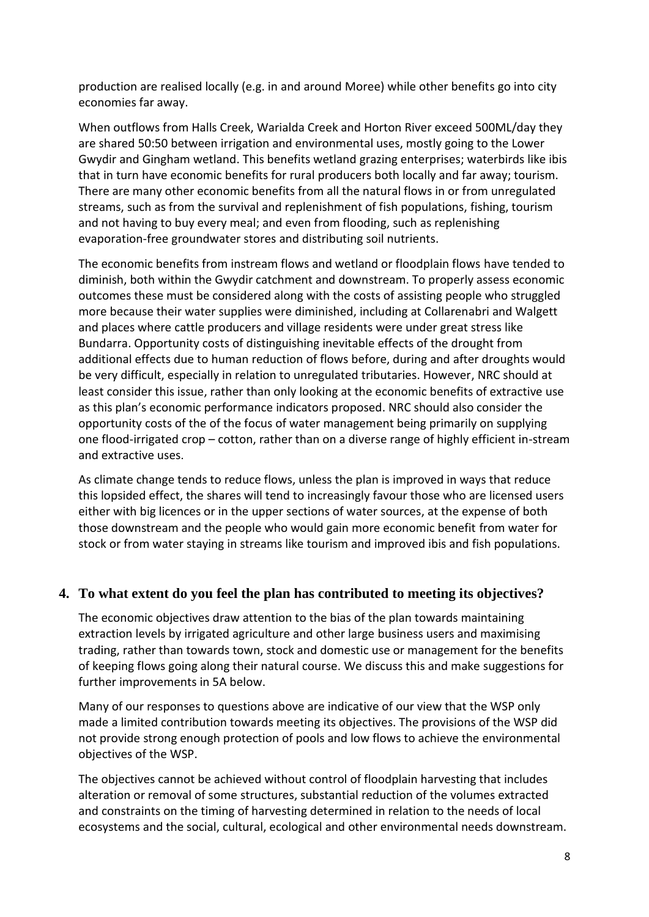production are realised locally (e.g. in and around Moree) while other benefits go into city economies far away.

When outflows from Halls Creek, Warialda Creek and Horton River exceed 500ML/day they are shared 50:50 between irrigation and environmental uses, mostly going to the Lower Gwydir and Gingham wetland. This benefits wetland grazing enterprises; waterbirds like ibis that in turn have economic benefits for rural producers both locally and far away; tourism. There are many other economic benefits from all the natural flows in or from unregulated streams, such as from the survival and replenishment of fish populations, fishing, tourism and not having to buy every meal; and even from flooding, such as replenishing evaporation-free groundwater stores and distributing soil nutrients.

The economic benefits from instream flows and wetland or floodplain flows have tended to diminish, both within the Gwydir catchment and downstream. To properly assess economic outcomes these must be considered along with the costs of assisting people who struggled more because their water supplies were diminished, including at Collarenabri and Walgett and places where cattle producers and village residents were under great stress like Bundarra. Opportunity costs of distinguishing inevitable effects of the drought from additional effects due to human reduction of flows before, during and after droughts would be very difficult, especially in relation to unregulated tributaries. However, NRC should at least consider this issue, rather than only looking at the economic benefits of extractive use as this plan's economic performance indicators proposed. NRC should also consider the opportunity costs of the of the focus of water management being primarily on supplying one flood-irrigated crop – cotton, rather than on a diverse range of highly efficient in-stream and extractive uses.

As climate change tends to reduce flows, unless the plan is improved in ways that reduce this lopsided effect, the shares will tend to increasingly favour those who are licensed users either with big licences or in the upper sections of water sources, at the expense of both those downstream and the people who would gain more economic benefit from water for stock or from water staying in streams like tourism and improved ibis and fish populations.

## 4. To what extent do you feel the plan has contributed to meeting its objectives?

The economic objectives draw attention to the bias of the plan towards maintaining extraction levels by irrigated agriculture and other large business users and maximising trading, rather than towards town, stock and domestic use or management for the benefits of keeping flows going along their natural course. We discuss this and make suggestions for further improvements in 5A below.

Many of our responses to questions above are indicative of our view that the WSP only made a limited contribution towards meeting its objectives. The provisions of the WSP did not provide strong enough protection of pools and low flows to achieve the environmental objectives of the WSP.

The objectives cannot be achieved without control of floodplain harvesting that includes alteration or removal of some structures, substantial reduction of the volumes extracted and constraints on the timing of harvesting determined in relation to the needs of local ecosystems and the social, cultural, ecological and other environmental needs downstream.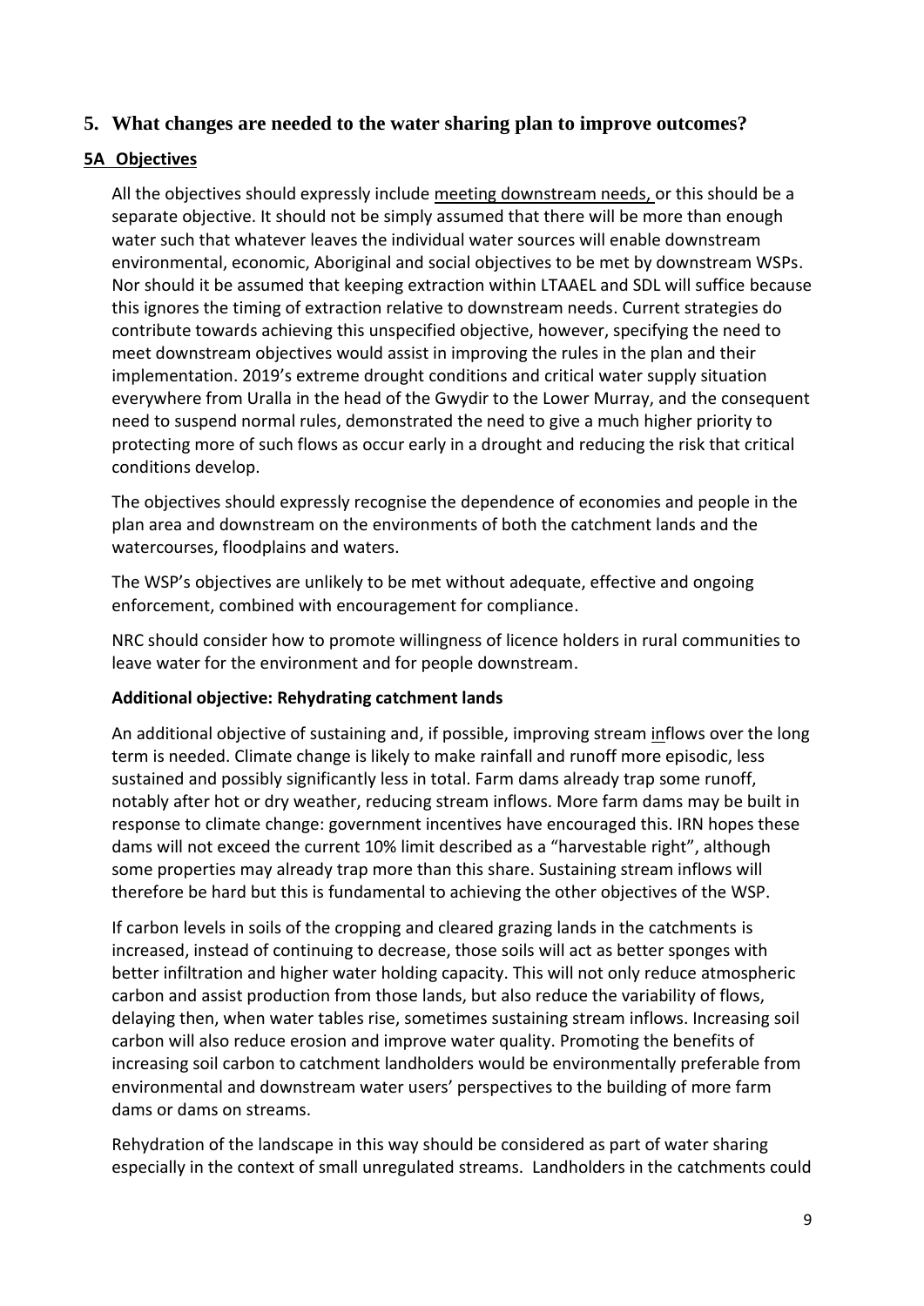## 5. What changes are needed to the water sharing plan to improve outcomes?

### 5A Objectives

All the objectives should expressly include meeting downstream needs, or this should be a separate objective. It should not be simply assumed that there will be more than enough water such that whatever leaves the individual water sources will enable downstream environmental, economic, Aboriginal and social objectives to be met by downstream WSPs. Nor should it be assumed that keeping extraction within LTAAEL and SDL will suffice because this ignores the timing of extraction relative to downstream needs. Current strategies do contribute towards achieving this unspecified objective, however, specifying the need to meet downstream objectives would assist in improving the rules in the plan and their implementation. 2019's extreme drought conditions and critical water supply situation everywhere from Uralla in the head of the Gwydir to the Lower Murray, and the consequent need to suspend normal rules, demonstrated the need to give a much higher priority to protecting more of such flows as occur early in a drought and reducing the risk that critical conditions develop.

The objectives should expressly recognise the dependence of economies and people in the plan area and downstream on the environments of both the catchment lands and the watercourses, floodplains and waters.

The WSP's objectives are unlikely to be met without adequate, effective and ongoing enforcement, combined with encouragement for compliance.

NRC should consider how to promote willingness of licence holders in rural communities to leave water for the environment and for people downstream.

**Additional objective: Rehydrating catchment lands**

An additional objective of sustaining and, if possible, improving stream inflows over the long term is needed. Climate change is likely to make rainfall and runoff more episodic, less sustained and possibly significantly less in total. Farm dams already trap some runoff, notably after hot or dry weather, reducing stream inflows. More farm dams may be built in response to climate change: government incentives have encouraged this. IRN hopes these dams will not exceed the current 10% limit described as a "harvestable right", although some properties may already trap more than this share. Sustaining stream inflows will therefore be hard but this is fundamental to achieving the other objectives of the WSP.

If carbon levels in soils of the cropping and cleared grazing lands in the catchments is increased, instead of continuing to decrease, those soils will act as better sponges with better infiltration and higher water holding capacity. This will not only reduce atmospheric carbon and assist production from those lands, but also reduce the variability of flows, delaying then, when water tables rise, sometimes sustaining stream inflows. Increasing soil carbon will also reduce erosion and improve water quality. Promoting the benefits of increasing soil carbon to catchment landholders would be environmentally preferable from environmental and downstream water users' perspectives to the building of more farm dams or dams on streams.

Rehydration of the landscape in this way should be considered as part of water sharing especially in the context of small unregulated streams. Landholders in the catchments could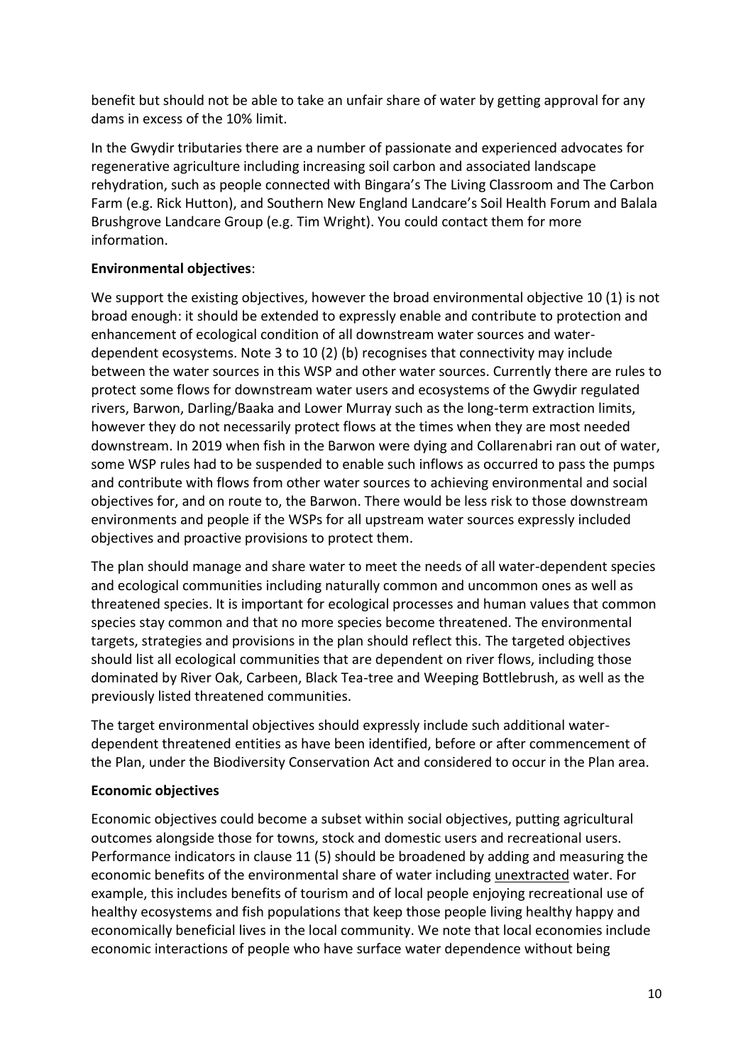benefit but should not be able to take an unfair share of water by getting approval for any dams in excess of the 10% limit.

In the Gwydir tributaries there are a number of passionate and experienced advocates for regenerative agriculture including increasing soil carbon and associated landscape rehydration, such as people connected with Bingara's The Living Classroom and The Carbon Farm (e.g. Rick Hutton), and Southern New England Landcare's Soil Health Forum and Balala Brushgrove Landcare Group (e.g. Tim Wright). You could contact them for more information.

**Environmental objectives**:

We support the existing objectives, however the broad environmental objective 10 (1) is not broad enough: it should be extended to expressly enable and contribute to protection and enhancement of ecological condition of all downstream water sources and water-dependent ecosystems. Note 3 to 10 (2) (b) recognises that connectivity may include between the water sources in this WSP and other water sources. Currently there are rules to protect some flows for downstream water users and ecosystems of the Gwydir regulated rivers, Barwon, Darling/Baaka and Lower Murray such as the long-term extraction limits, however they do not necessarily protect flows at the times when they are most needed downstream. In 2019 when fish in the Barwon were dying and Collarenabri ran out of water, some WSP rules had to be suspended to enable such inflows as occurred to pass the pumps and contribute with flows from other water sources to achieving environmental and social objectives for, and on route to, the Barwon. There would be less risk to those downstream environments and people if the WSPs for all upstream water sources expressly included objectives and proactive provisions to protect them.

The plan should manage and share water to meet the needs of all water-dependent species and ecological communities including naturally common and uncommon ones as well as threatened species. It is important for ecological processes and human values that common species stay common and that no more species become threatened. The environmental targets, strategies and provisions in the plan should reflect this. The targeted objectives should list all ecological communities that are dependent on river flows, including those dominated by River Oak, Carbeen, Black Tea-tree and Weeping Bottlebrush, as well as the previously listed threatened communities.

The target environmental objectives should expressly include such additional water-dependent threatened entities as have been identified, before or after commencement of the Plan, under the Biodiversity Conservation Act and considered to occur in the Plan area.

**Economic objectives**

Economic objectives could become a subset within social objectives, putting agricultural outcomes alongside those for towns, stock and domestic users and recreational users. Performance indicators in clause 11 (5) should be broadened by adding and measuring the economic benefits of the environmental share of water including unextracted water. For example, this includes benefits of tourism and of local people enjoying recreational use of healthy ecosystems and fish populations that keep those people living healthy happy and economically beneficial lives in the local community. We note that local economies include economic interactions of people who have surface water dependence without being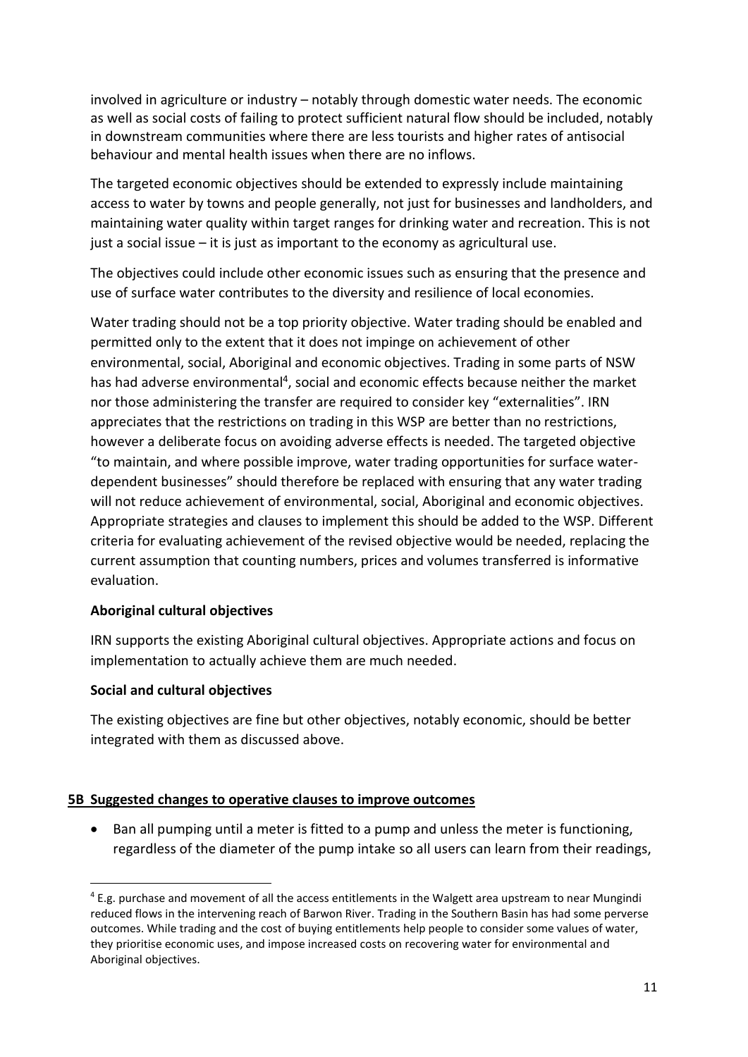involved in agriculture or industry – notably through domestic water needs. The economic as well as social costs of failing to protect sufficient natural flow should be included, notably in downstream communities where there are less tourists and higher rates of antisocial behaviour and mental health issues when there are no inflows.

The targeted economic objectives should be extended to expressly include maintaining access to water by towns and people generally, not just for businesses and landholders, and maintaining water quality within target ranges for drinking water and recreation. This is not just a social issue – it is just as important to the economy as agricultural use.

The objectives could include other economic issues such as ensuring that the presence and use of surface water contributes to the diversity and resilience of local economies.

Water trading should not be a top priority objective. Water trading should be enabled and permitted only to the extent that it does not impinge on achievement of other environmental, social, Aboriginal and economic objectives. Trading in some parts of NSW has had adverse environmental[4], social and economic effects because neither the market nor those administering the transfer are required to consider key "externalities". IRN appreciates that the restrictions on trading in this WSP are better than no restrictions, however a deliberate focus on avoiding adverse effects is needed. The targeted objective "to maintain, and where possible improve, water trading opportunities for surface water-dependent businesses" should therefore be replaced with ensuring that any water trading will not reduce achievement of environmental, social, Aboriginal and economic objectives. Appropriate strategies and clauses to implement this should be added to the WSP. Different criteria for evaluating achievement of the revised objective would be needed, replacing the current assumption that counting numbers, prices and volumes transferred is informative evaluation.

**Aboriginal cultural objectives**

IRN supports the existing Aboriginal cultural objectives. Appropriate actions and focus on implementation to actually achieve them are much needed.

**Social and cultural objectives**

The existing objectives are fine but other objectives, notably economic, should be better integrated with them as discussed above.

**5B Suggested changes to operative clauses to improve outcomes**

- Ban all pumping until a meter is fitted to a pump and unless the meter is functioning, regardless of the diameter of the pump intake so all users can learn from their readings,

[4] E.g. purchase and movement of all the access entitlements in the Walgett area upstream to near Mungindi reduced flows in the intervening reach of Barwon River. Trading in the Southern Basin has had some perverse outcomes. While trading and the cost of buying entitlements help people to consider some values of water, they prioritise economic uses, and impose increased costs on recovering water for environmental and Aboriginal objectives.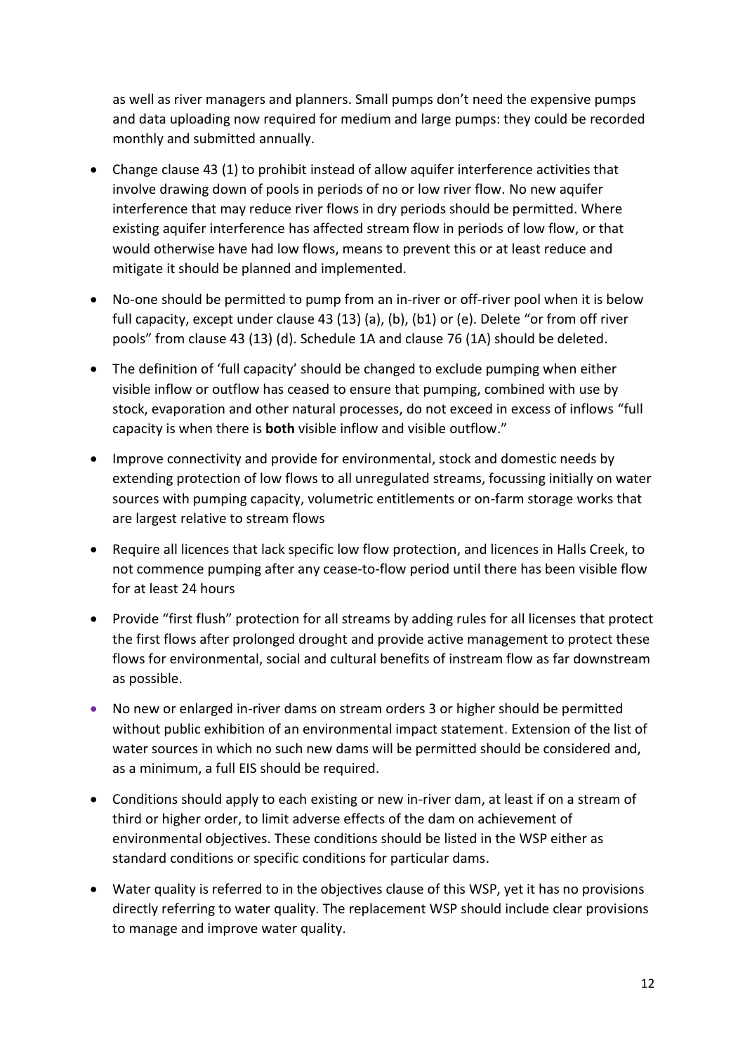as well as river managers and planners. Small pumps don't need the expensive pumps and data uploading now required for medium and large pumps: they could be recorded monthly and submitted annually.

- Change clause 43 (1) to prohibit instead of allow aquifer interference activities that involve drawing down of pools in periods of no or low river flow. No new aquifer interference that may reduce river flows in dry periods should be permitted. Where existing aquifer interference has affected stream flow in periods of low flow, or that would otherwise have had low flows, means to prevent this or at least reduce and mitigate it should be planned and implemented.
- No-one should be permitted to pump from an in-river or off-river pool when it is below full capacity, except under clause 43 (13) (a), (b), (b1) or (e). Delete "or from off river pools" from clause 43 (13) (d). Schedule 1A and clause 76 (1A) should be deleted.
- The definition of 'full capacity' should be changed to exclude pumping when either visible inflow or outflow has ceased to ensure that pumping, combined with use by stock, evaporation and other natural processes, do not exceed in excess of inflows "full capacity is when there is **both** visible inflow and visible outflow."
- Improve connectivity and provide for environmental, stock and domestic needs by extending protection of low flows to all unregulated streams, focussing initially on water sources with pumping capacity, volumetric entitlements or on-farm storage works that are largest relative to stream flows
- Require all licences that lack specific low flow protection, and licences in Halls Creek, to not commence pumping after any cease-to-flow period until there has been visible flow for at least 24 hours
- Provide "first flush" protection for all streams by adding rules for all licenses that protect the first flows after prolonged drought and provide active management to protect these flows for environmental, social and cultural benefits of instream flow as far downstream as possible.
- No new or enlarged in-river dams on stream orders 3 or higher should be permitted without public exhibition of an environmental impact statement. Extension of the list of water sources in which no such new dams will be permitted should be considered and, as a minimum, a full EIS should be required.
- Conditions should apply to each existing or new in-river dam, at least if on a stream of third or higher order, to limit adverse effects of the dam on achievement of environmental objectives. These conditions should be listed in the WSP either as standard conditions or specific conditions for particular dams.
- Water quality is referred to in the objectives clause of this WSP, yet it has no provisions directly referring to water quality. The replacement WSP should include clear provisions to manage and improve water quality.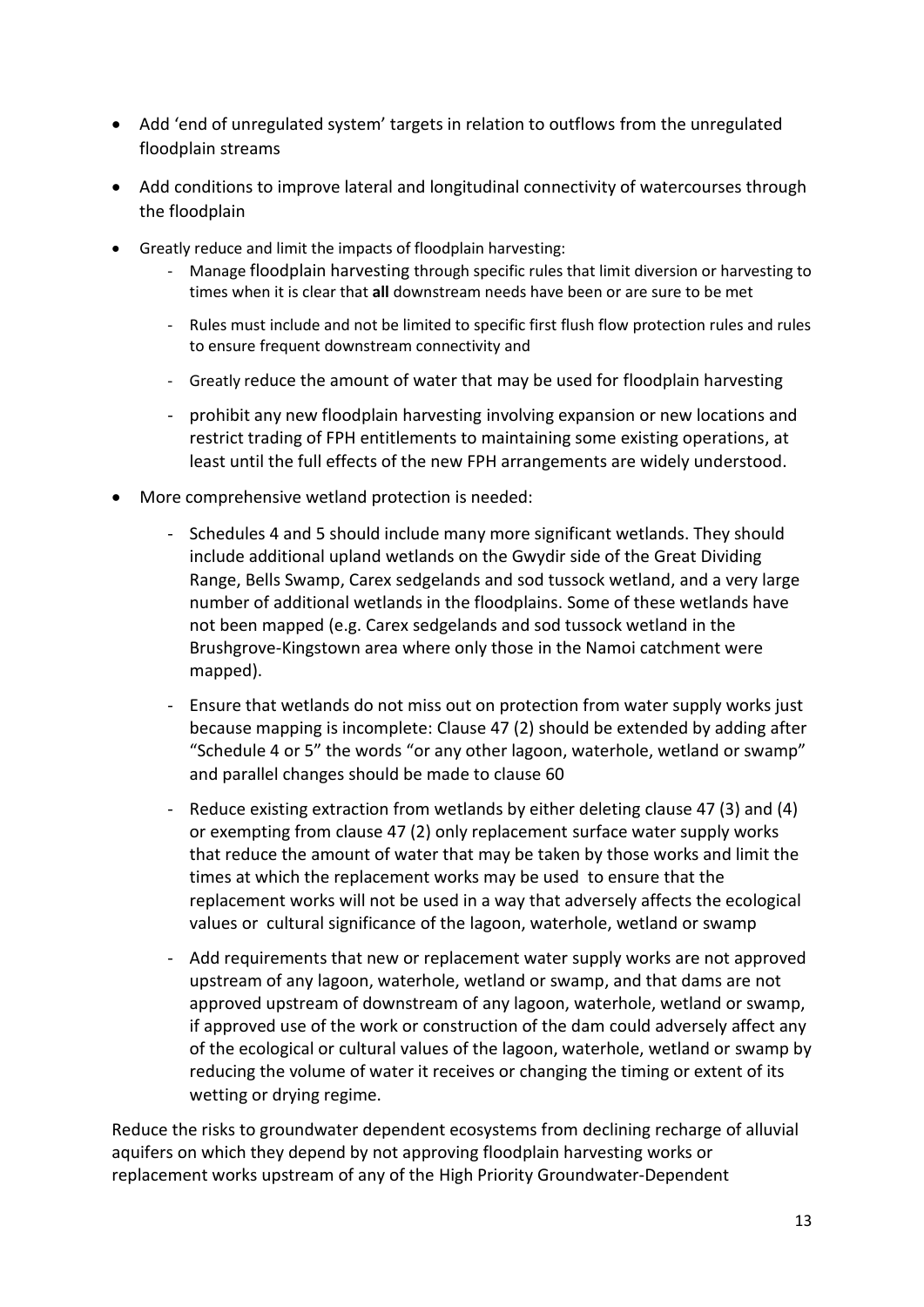- Add 'end of unregulated system' targets in relation to outflows from the unregulated floodplain streams
- Add conditions to improve lateral and longitudinal connectivity of watercourses through the floodplain
- Greatly reduce and limit the impacts of floodplain harvesting:
  - Manage floodplain harvesting through specific rules that limit diversion or harvesting to times when it is clear that **all** downstream needs have been or are sure to be met
  - Rules must include and not be limited to specific first flush flow protection rules and rules to ensure frequent downstream connectivity and
  - Greatly reduce the amount of water that may be used for floodplain harvesting
  - prohibit any new floodplain harvesting involving expansion or new locations and restrict trading of FPH entitlements to maintaining some existing operations, at least until the full effects of the new FPH arrangements are widely understood.
- More comprehensive wetland protection is needed:
  - Schedules 4 and 5 should include many more significant wetlands. They should include additional upland wetlands on the Gwydir side of the Great Dividing Range, Bells Swamp, Carex sedgelands and sod tussock wetland, and a very large number of additional wetlands in the floodplains. Some of these wetlands have not been mapped (e.g. Carex sedgelands and sod tussock wetland in the Brushgrove-Kingstown area where only those in the Namoi catchment were mapped).
  - Ensure that wetlands do not miss out on protection from water supply works just because mapping is incomplete: Clause 47 (2) should be extended by adding after "Schedule 4 or 5" the words "or any other lagoon, waterhole, wetland or swamp" and parallel changes should be made to clause 60
  - Reduce existing extraction from wetlands by either deleting clause 47 (3) and (4) or exempting from clause 47 (2) only replacement surface water supply works that reduce the amount of water that may be taken by those works and limit the times at which the replacement works may be used to ensure that the replacement works will not be used in a way that adversely affects the ecological values or cultural significance of the lagoon, waterhole, wetland or swamp
  - Add requirements that new or replacement water supply works are not approved upstream of any lagoon, waterhole, wetland or swamp, and that dams are not approved upstream of downstream of any lagoon, waterhole, wetland or swamp, if approved use of the work or construction of the dam could adversely affect any of the ecological or cultural values of the lagoon, waterhole, wetland or swamp by reducing the volume of water it receives or changing the timing or extent of its wetting or drying regime.

Reduce the risks to groundwater dependent ecosystems from declining recharge of alluvial aquifers on which they depend by not approving floodplain harvesting works or replacement works upstream of any of the High Priority Groundwater-Dependent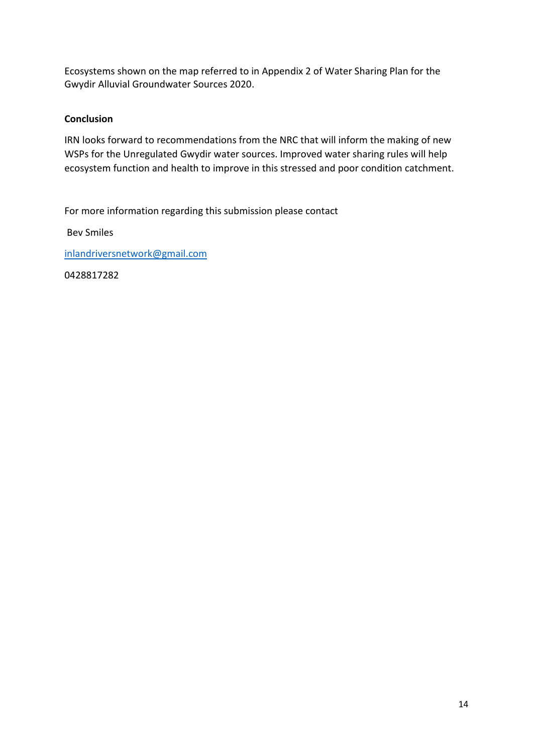Ecosystems shown on the map referred to in Appendix 2 of Water Sharing Plan for the Gwydir Alluvial Groundwater Sources 2020.

**Conclusion**

IRN looks forward to recommendations from the NRC that will inform the making of new WSPs for the Unregulated Gwydir water sources. Improved water sharing rules will help ecosystem function and health to improve in this stressed and poor condition catchment.

For more information regarding this submission please contact

Bev Smiles

inlandriversnetwork@gmail.com

0428817282